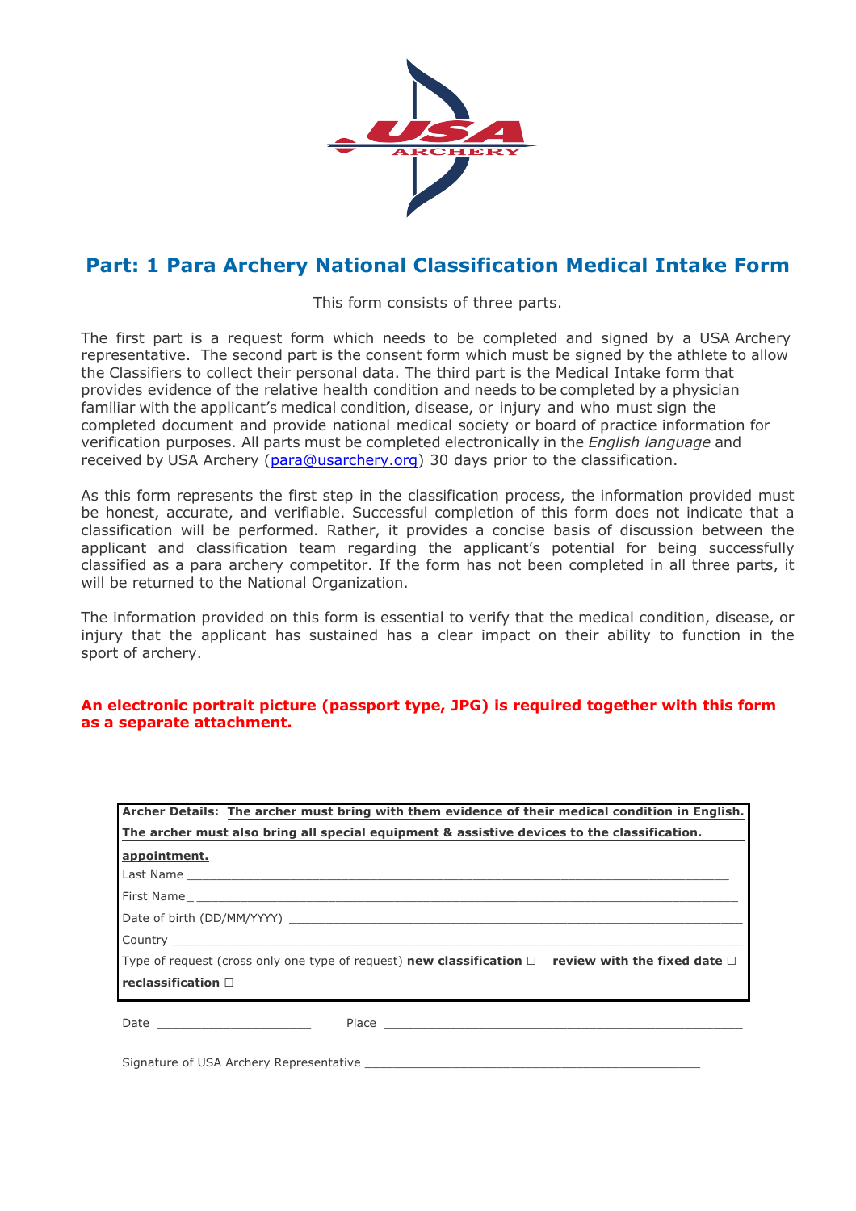# Part: 1 Para Archery National Classification Medical Intake Form

This form consists of three parts.

The first part is a request form which needs to be completed and signed by a USA Archery representative. The second part is the consent form which must be signed by the athlete to allow the Classifiers to collect their personal data. The third part is the Medical Intake form that provides evidence of the relative health condition and needs to be completed by a physician familiar with the applicant's medical condition, disease, or injury and who must sign the completed document and provide national medical society or board of practice information for verification purposes. All parts must be completed electronically in the *English language* and received by USA Archery (para@usarchery.org) 30 days prior to the classification.

As this form represents the first step in the classification process, the information provided must be honest, accurate, and verifiable. Successful completion of this form does not indicate that a classification will be performed. Rather, it provides a concise basis of discussion between the applicant and classification team regarding the applicant's potential for being successfully classified as a para archery competitor. If the form has not been completed in all three parts, it will be returned to the National Organization.

The information provided on this form is essential to verify that the medical condition, disease, or injury that the applicant has sustained has a clear impact on their ability to function in the sport of archery.

**An electronic portrait picture (passport type, JPG) is required together with this form as a separate attachment.**

**Archer Details: The archer must bring with them evidence of their medical condition in English. The archer must also bring all special equipment & assistive devices to the classification. appointment.**

Last Name ______________________________

First Name ______________________________

Date of birth (DD/MM/YYYY) ______________________________

Country ______________________________

Type of request (cross only one type of request) **new classification** ☐ **review with the fixed date** ☐ **reclassification** ☐

Date ____________________ Place ______________________________

Signature of USA Archery Representative ______________________________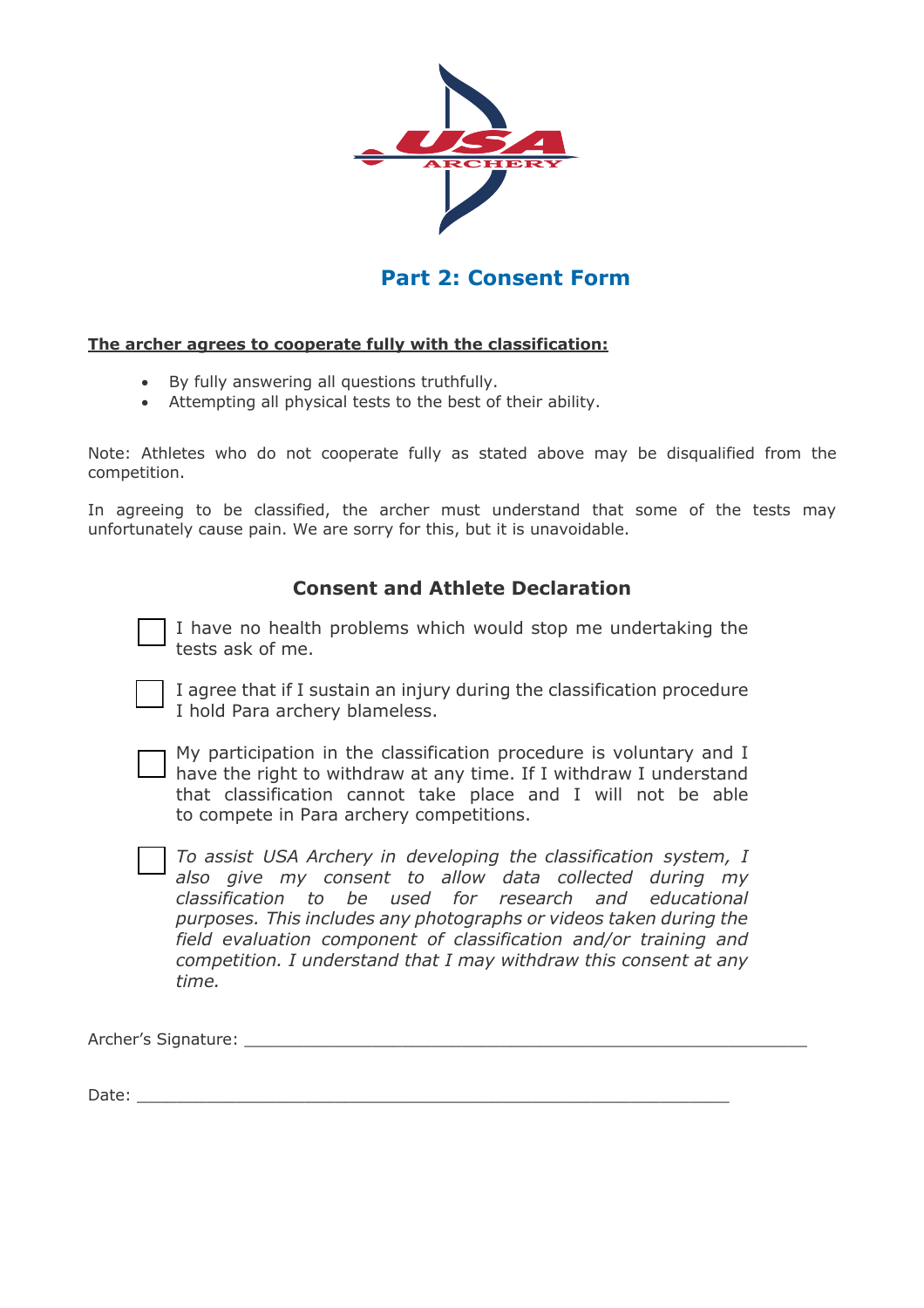## Part 2: Consent Form

**The archer agrees to cooperate fully with the classification:**

- By fully answering all questions truthfully.
- Attempting all physical tests to the best of their ability.

Note: Athletes who do not cooperate fully as stated above may be disqualified from the competition.

In agreeing to be classified, the archer must understand that some of the tests may unfortunately cause pain. We are sorry for this, but it is unavoidable.

### Consent and Athlete Declaration

- ☐ I have no health problems which would stop me undertaking the tests ask of me.
- ☐ I agree that if I sustain an injury during the classification procedure I hold Para archery blameless.
- ☐ My participation in the classification procedure is voluntary and I have the right to withdraw at any time. If I withdraw I understand that classification cannot take place and I will not be able to compete in Para archery competitions.
- ☐ *To assist USA Archery in developing the classification system, I also give my consent to allow data collected during my classification to be used for research and educational purposes. This includes any photographs or videos taken during the field evaluation component of classification and/or training and competition. I understand that I may withdraw this consent at any time.*

Archer's Signature: ___________________________________________________________

Date: ______________________________________________________________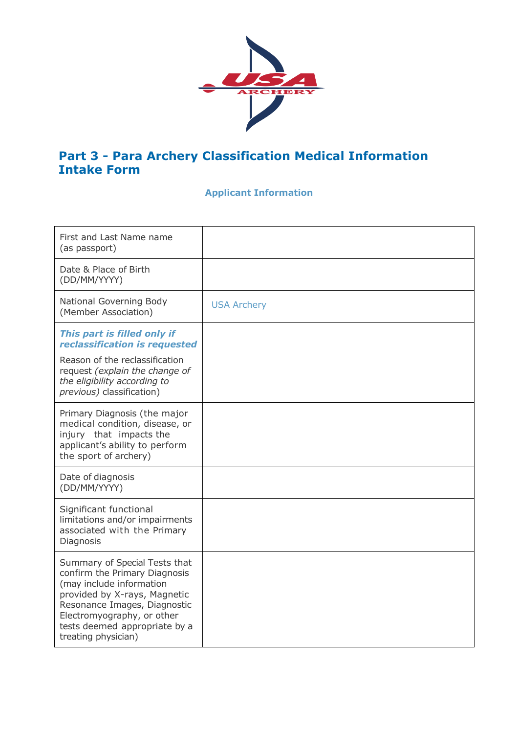# Part 3 - Para Archery Classification Medical Information Intake Form

### Applicant Information

| | |
|---|---|
| First and Last Name name (as passport) | |
| Date & Place of Birth (DD/MM/YYYY) | |
| National Governing Body (Member Association) | USA Archery |
| ***This part is filled only if reclassification is requested*** Reason of the reclassification request *(explain the change of the eligibility according to previous)* classification) | |
| Primary Diagnosis (the major medical condition, disease, or injury that impacts the applicant's ability to perform the sport of archery) | |
| Date of diagnosis (DD/MM/YYYY) | |
| Significant functional limitations and/or impairments associated with the Primary Diagnosis | |
| Summary of Special Tests that confirm the Primary Diagnosis (may include information provided by X-rays, Magnetic Resonance Images, Diagnostic Electromyography, or other tests deemed appropriate by a treating physician) | |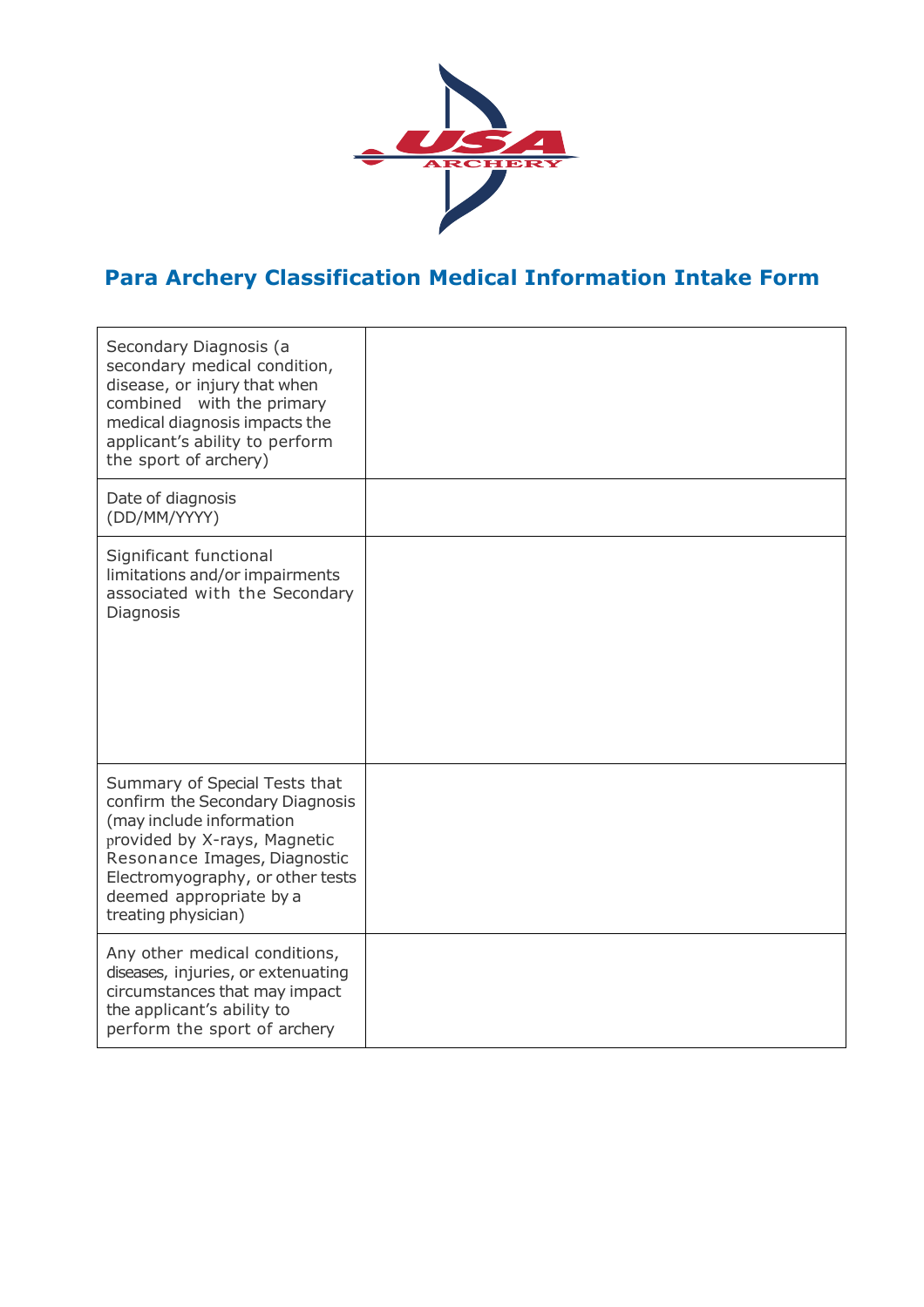## Para Archery Classification Medical Information Intake Form

| | |
|---|---|
| Secondary Diagnosis (a secondary medical condition, disease, or injury that when combined with the primary medical diagnosis impacts the applicant's ability to perform the sport of archery) | |
| Date of diagnosis (DD/MM/YYYY) | |
| Significant functional limitations and/or impairments associated with the Secondary Diagnosis | |
| Summary of Special Tests that confirm the Secondary Diagnosis (may include information provided by X-rays, Magnetic Resonance Images, Diagnostic Electromyography, or other tests deemed appropriate by a treating physician) | |
| Any other medical conditions, diseases, injuries, or extenuating circumstances that may impact the applicant's ability to perform the sport of archery | |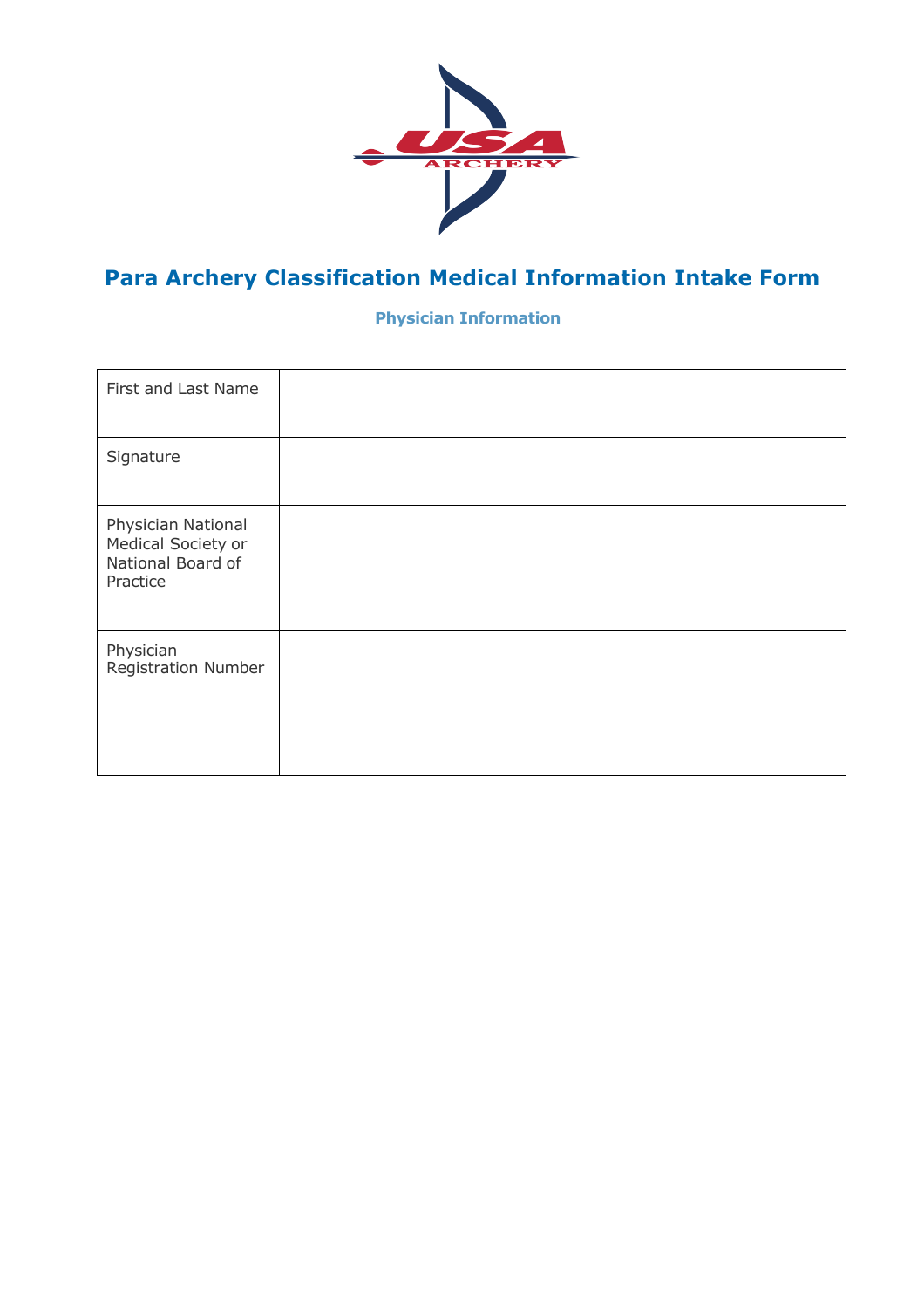# Para Archery Classification Medical Information Intake Form

### Physician Information

| | |
|---|---|
| First and Last Name | |
| Signature | |
| Physician National Medical Society or National Board of Practice | |
| Physician Registration Number | |